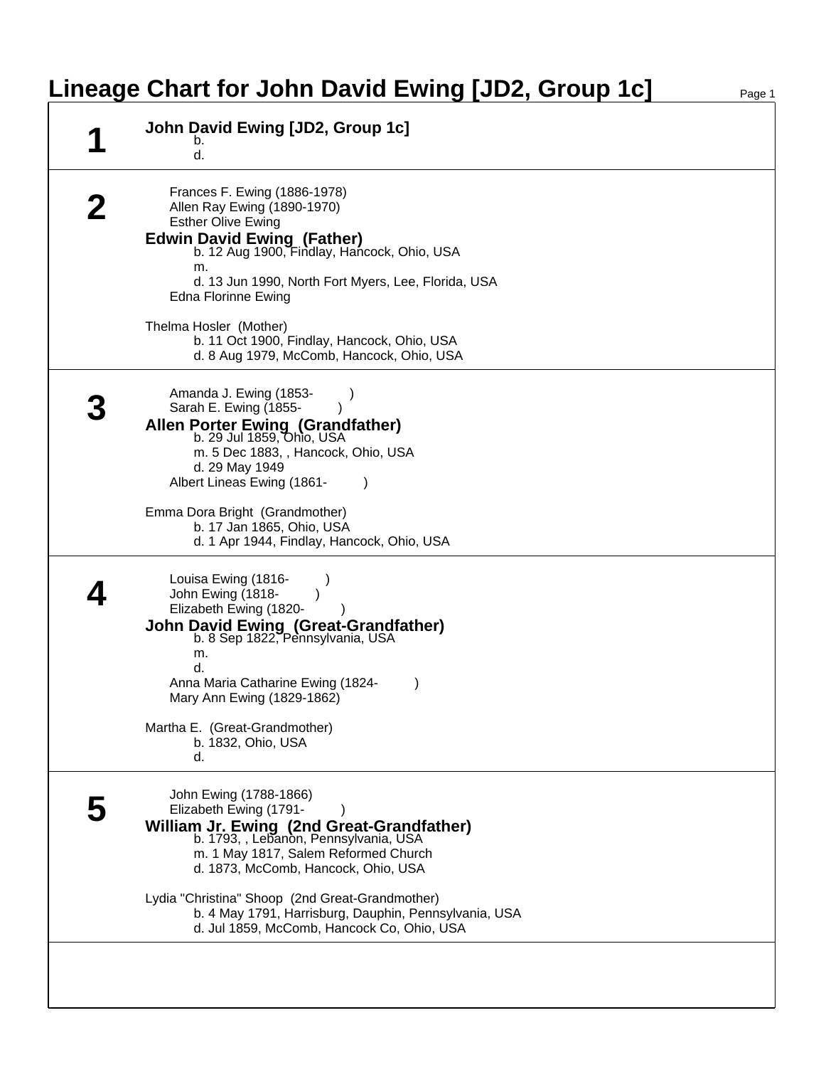# Lineage Chart for John David Ewing [JD2, Group 1c]

## 1

**John David Ewing [JD2, Group 1c]**
b.
d.

## 2

Frances F. Ewing (1886-1978)
Allen Ray Ewing (1890-1970)
Esther Olive Ewing

**Edwin David Ewing (Father)**
b. 12 Aug 1900, Findlay, Hancock, Ohio, USA
m.
d. 13 Jun 1990, North Fort Myers, Lee, Florida, USA

Edna Florinne Ewing

Thelma Hosler (Mother)
b. 11 Oct 1900, Findlay, Hancock, Ohio, USA
d. 8 Aug 1979, McComb, Hancock, Ohio, USA

## 3

Amanda J. Ewing (1853- )
Sarah E. Ewing (1855- )

**Allen Porter Ewing (Grandfather)**
b. 29 Jul 1859, Ohio, USA
m. 5 Dec 1883, , Hancock, Ohio, USA
d. 29 May 1949

Albert Lineas Ewing (1861- )

Emma Dora Bright (Grandmother)
b. 17 Jan 1865, Ohio, USA
d. 1 Apr 1944, Findlay, Hancock, Ohio, USA

## 4

Louisa Ewing (1816- )
John Ewing (1818- )
Elizabeth Ewing (1820- )

**John David Ewing (Great-Grandfather)**
b. 8 Sep 1822, Pennsylvania, USA
m.
d.

Anna Maria Catharine Ewing (1824- )
Mary Ann Ewing (1829-1862)

Martha E. (Great-Grandmother)
b. 1832, Ohio, USA
d.

## 5

John Ewing (1788-1866)
Elizabeth Ewing (1791- )

**William Jr. Ewing (2nd Great-Grandfather)**
b. 1793, , Lebanon, Pennsylvania, USA
m. 1 May 1817, Salem Reformed Church
d. 1873, McComb, Hancock, Ohio, USA

Lydia "Christina" Shoop (2nd Great-Grandmother)
b. 4 May 1791, Harrisburg, Dauphin, Pennsylvania, USA
d. Jul 1859, McComb, Hancock Co, Ohio, USA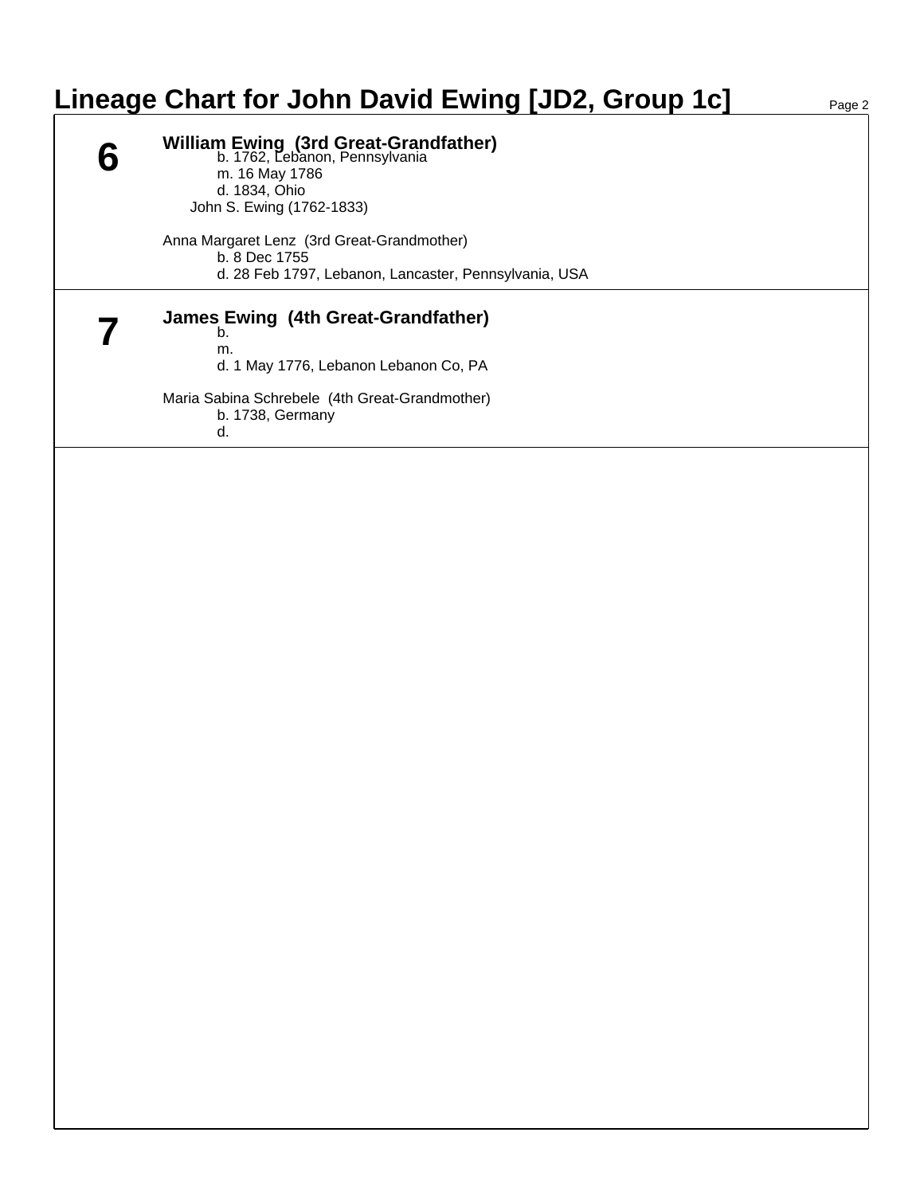# Lineage Chart for John David Ewing [JD2, Group 1c]

## 6

**William Ewing (3rd Great-Grandfather)**

b. 1762, Lebanon, Pennsylvania
m. 16 May 1786
d. 1834, Ohio

John S. Ewing (1762-1833)

Anna Margaret Lenz (3rd Great-Grandmother)

b. 8 Dec 1755
d. 28 Feb 1797, Lebanon, Lancaster, Pennsylvania, USA

## 7

**James Ewing (4th Great-Grandfather)**

b.
m.
d. 1 May 1776, Lebanon Lebanon Co, PA

Maria Sabina Schrebele (4th Great-Grandmother)

b. 1738, Germany
d.